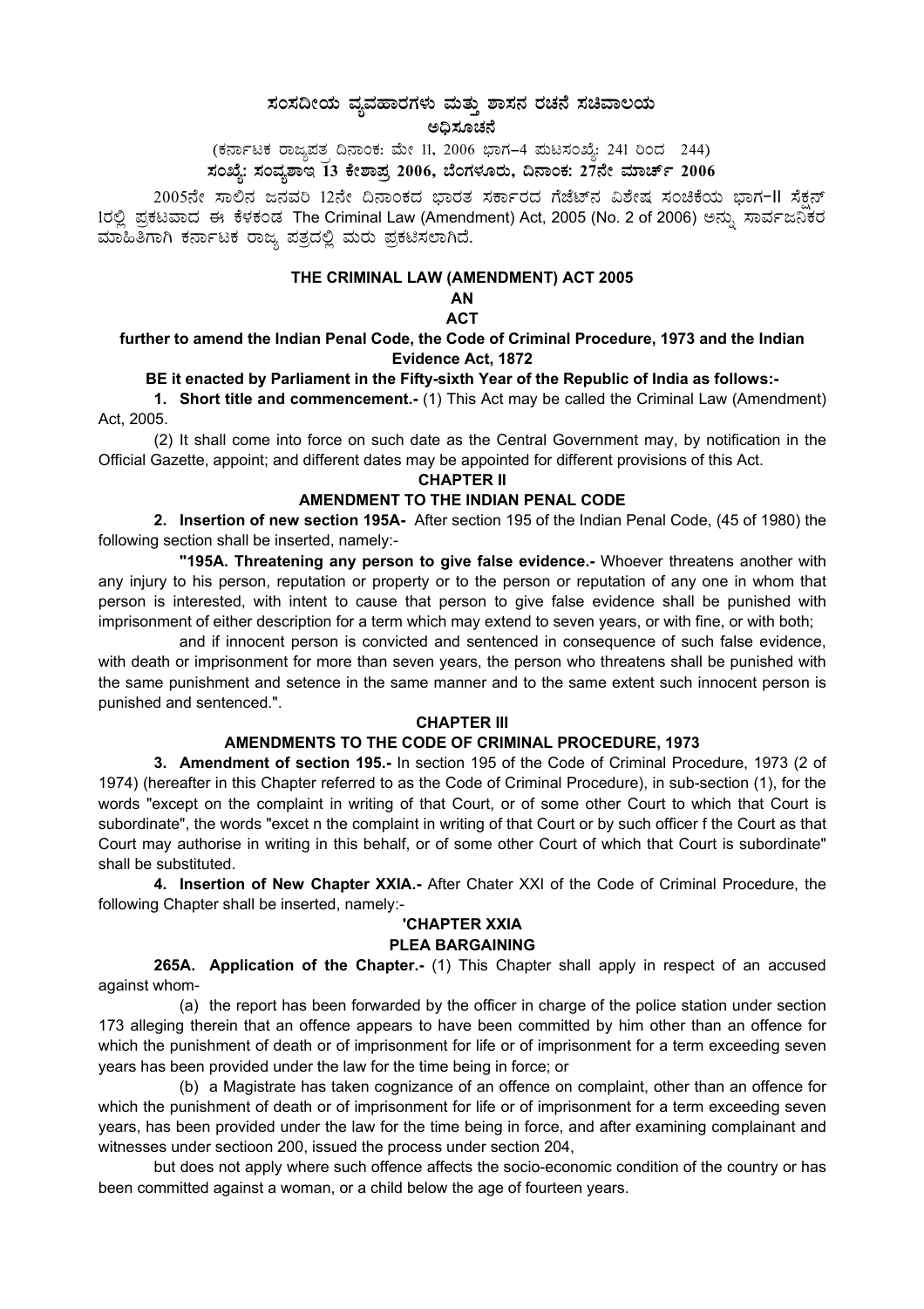# ಸಂಸದೀಯ ವ್ಯವಹಾರಗಳು ಮತ್ತು ಶಾಸನ ರಚನೆ ಸಚಿವಾಲಯ

## ಅಧಿಸೂಚನೆ

(ಕರ್ನಾಟಕ ರಾಜ್ಯಪತ್ರ ದಿನಾಂಕ: ಮೇ 11, 2006 ಭಾಗ–4 ಪುಟಸಂಖ್ಯೆ: 241 ರಿಂದ 244)

**ಸಂಖ್ಯೆ: ಸಂವ್ಯಶಾಇ 13 ಕೇಶಾಪ್ರ 2006, ಬೆಂಗಳೂರು, ದಿನಾಂಕ: 27ನೇ ಮಾರ್ಚ್ 2006**

2005ನೇ ಸಾಲಿನ ಜನವರಿ 12ನೇ ದಿನಾಂಕದ ಭಾರತ ಸರ್ಕಾರದ ಗೆಜೆಟ್‌ನ ವಿಶೇಷ ಸಂಚಿಕೆಯ ಭಾಗ-II ಸೆಕ್ಷನ್ 1ರಲ್ಲಿ ಪ್ರಕಟವಾದ ಈ ಕೆಳಕಂಡ The Criminal Law (Amendment) Act, 2005 (No. 2 of 2006) ಅನ್ನು ಸಾರ್ವಜನಿಕರ ಮಾಹಿತಿಗಾಗಿ ಕರ್ನಾಟಕ ರಾಜ್ಯ ಪತ್ರದಲ್ಲಿ ಮರು ಪ್ರಕಟಿಸಲಾಗಿದೆ.

## THE CRIMINAL LAW (AMENDMENT) ACT 2005

**AN**

**ACT**

**further to amend the Indian Penal Code, the Code of Criminal Procedure, 1973 and the Indian Evidence Act, 1872**

**BE it enacted by Parliament in the Fifty-sixth Year of the Republic of India as follows:-**

**1. Short title and commencement.-** (1) This Act may be called the Criminal Law (Amendment) Act, 2005.

(2) It shall come into force on such date as the Central Government may, by notification in the Official Gazette, appoint; and different dates may be appointed for different provisions of this Act.

### CHAPTER II

### AMENDMENT TO THE INDIAN PENAL CODE

**2. Insertion of new section 195A-** After section 195 of the Indian Penal Code, (45 of 1980) the following section shall be inserted, namely:-

**"195A. Threatening any person to give false evidence.-** Whoever threatens another with any injury to his person, reputation or property or to the person or reputation of any one in whom that person is interested, with intent to cause that person to give false evidence shall be punished with imprisonment of either description for a term which may extend to seven years, or with fine, or with both;

and if innocent person is convicted and sentenced in consequence of such false evidence, with death or imprisonment for more than seven years, the person who threatens shall be punished with the same punishment and setence in the same manner and to the same extent such innocent person is punished and sentenced.".

### CHAPTER III

### AMENDMENTS TO THE CODE OF CRIMINAL PROCEDURE, 1973

**3. Amendment of section 195.-** In section 195 of the Code of Criminal Procedure, 1973 (2 of 1974) (hereafter in this Chapter referred to as the Code of Criminal Procedure), in sub-section (1), for the words "except on the complaint in writing of that Court, or of some other Court to which that Court is subordinate", the words "excet n the complaint in writing of that Court or by such officer f the Court as that Court may authorise in writing in this behalf, or of some other Court of which that Court is subordinate" shall be substituted.

**4. Insertion of New Chapter XXIA.-** After Chater XXI of the Code of Criminal Procedure, the following Chapter shall be inserted, namely:-

### 'CHAPTER XXIA

### PLEA BARGAINING

**265A. Application of the Chapter.-** (1) This Chapter shall apply in respect of an accused against whom-

(a) the report has been forwarded by the officer in charge of the police station under section 173 alleging therein that an offence appears to have been committed by him other than an offence for which the punishment of death or of imprisonment for life or of imprisonment for a term exceeding seven years has been provided under the law for the time being in force; or

(b) a Magistrate has taken cognizance of an offence on complaint, other than an offence for which the punishment of death or of imprisonment for life or of imprisonment for a term exceeding seven years, has been provided under the law for the time being in force, and after examining complainant and witnesses under sectioon 200, issued the process under section 204,

but does not apply where such offence affects the socio-economic condition of the country or has been committed against a woman, or a child below the age of fourteen years.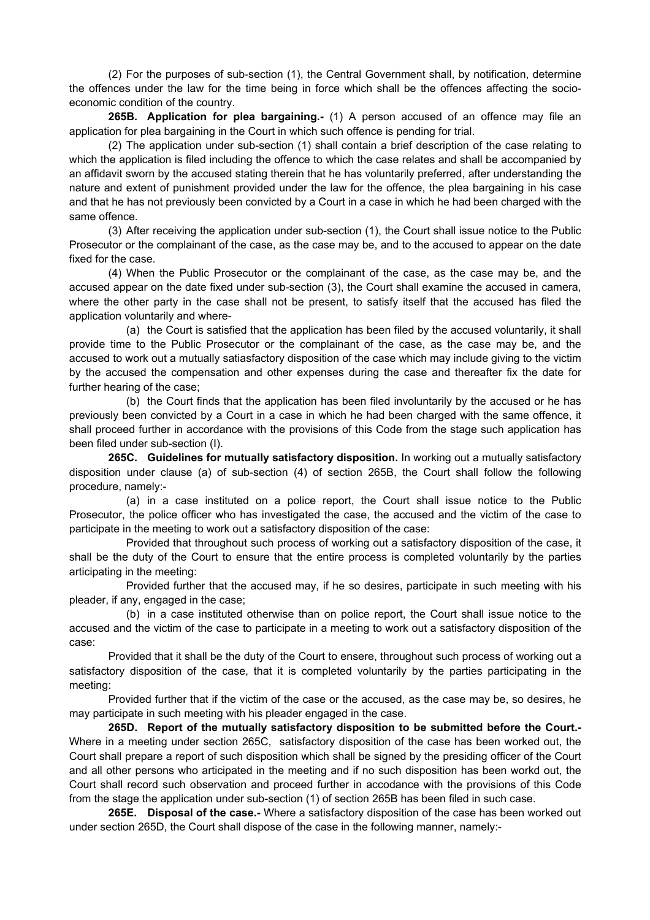(2) For the purposes of sub-section (1), the Central Government shall, by notification, determine the offences under the law for the time being in force which shall be the offences affecting the socio-economic condition of the country.

**265B. Application for plea bargaining.-** (1) A person accused of an offence may file an application for plea bargaining in the Court in which such offence is pending for trial.

(2) The application under sub-section (1) shall contain a brief description of the case relating to which the application is filed including the offence to which the case relates and shall be accompanied by an affidavit sworn by the accused stating therein that he has voluntarily preferred, after understanding the nature and extent of punishment provided under the law for the offence, the plea bargaining in his case and that he has not previously been convicted by a Court in a case in which he had been charged with the same offence.

(3) After receiving the application under sub-section (1), the Court shall issue notice to the Public Prosecutor or the complainant of the case, as the case may be, and to the accused to appear on the date fixed for the case.

(4) When the Public Prosecutor or the complainant of the case, as the case may be, and the accused appear on the date fixed under sub-section (3), the Court shall examine the accused in camera, where the other party in the case shall not be present, to satisfy itself that the accused has filed the application voluntarily and where-

(a) the Court is satisfied that the application has been filed by the accused voluntarily, it shall provide time to the Public Prosecutor or the complainant of the case, as the case may be, and the accused to work out a mutually satiasfactory disposition of the case which may include giving to the victim by the accused the compensation and other expenses during the case and thereafter fix the date for further hearing of the case;

(b) the Court finds that the application has been filed involuntarily by the accused or he has previously been convicted by a Court in a case in which he had been charged with the same offence, it shall proceed further in accordance with the provisions of this Code from the stage such application has been filed under sub-section (I).

**265C. Guidelines for mutually satisfactory disposition.** In working out a mutually satisfactory disposition under clause (a) of sub-section (4) of section 265B, the Court shall follow the following procedure, namely:-

(a) in a case instituted on a police report, the Court shall issue notice to the Public Prosecutor, the police officer who has investigated the case, the accused and the victim of the case to participate in the meeting to work out a satisfactory disposition of the case:

Provided that throughout such process of working out a satisfactory disposition of the case, it shall be the duty of the Court to ensure that the entire process is completed voluntarily by the parties articipating in the meeting:

Provided further that the accused may, if he so desires, participate in such meeting with his pleader, if any, engaged in the case;

(b) in a case instituted otherwise than on police report, the Court shall issue notice to the accused and the victim of the case to participate in a meeting to work out a satisfactory disposition of the case:

Provided that it shall be the duty of the Court to ensere, throughout such process of working out a satisfactory disposition of the case, that it is completed voluntarily by the parties participating in the meeting:

Provided further that if the victim of the case or the accused, as the case may be, so desires, he may participate in such meeting with his pleader engaged in the case.

**265D. Report of the mutually satisfactory disposition to be submitted before the Court.-** Where in a meeting under section 265C, satisfactory disposition of the case has been worked out, the Court shall prepare a report of such disposition which shall be signed by the presiding officer of the Court and all other persons who articipated in the meeting and if no such disposition has been workd out, the Court shall record such observation and proceed further in accodance with the provisions of this Code from the stage the application under sub-section (1) of section 265B has been filed in such case.

**265E. Disposal of the case.-** Where a satisfactory disposition of the case has been worked out under section 265D, the Court shall dispose of the case in the following manner, namely:-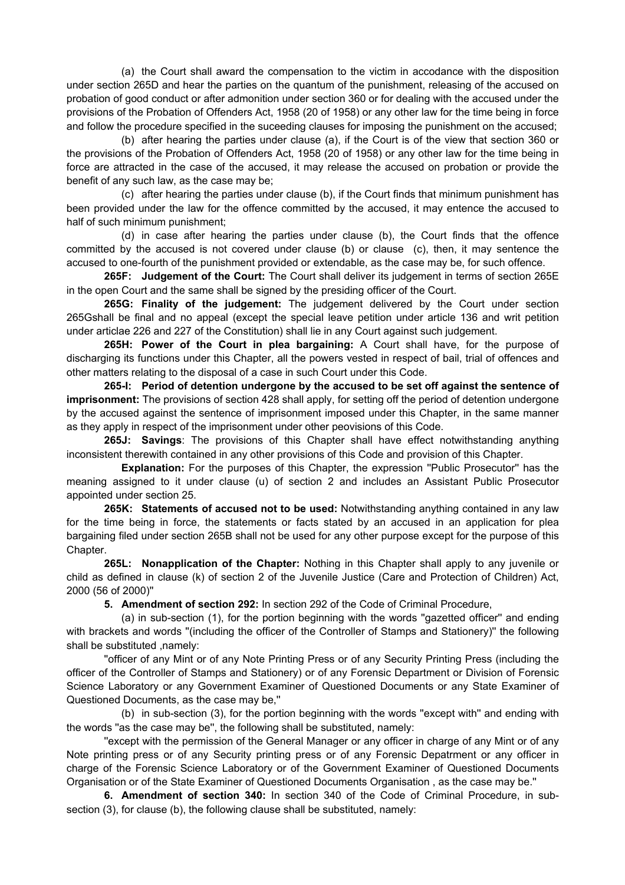(a) the Court shall award the compensation to the victim in accodance with the disposition under section 265D and hear the parties on the quantum of the punishment, releasing of the accused on probation of good conduct or after admonition under section 360 or for dealing with the accused under the provisions of the Probation of Offenders Act, 1958 (20 of 1958) or any other law for the time being in force and follow the procedure specified in the suceeding clauses for imposing the punishment on the accused;

(b) after hearing the parties under clause (a), if the Court is of the view that section 360 or the provisions of the Probation of Offenders Act, 1958 (20 of 1958) or any other law for the time being in force are attracted in the case of the accused, it may release the accused on probation or provide the benefit of any such law, as the case may be;

(c) after hearing the parties under clause (b), if the Court finds that minimum punishment has been provided under the law for the offence committed by the accused, it may entence the accused to half of such minimum punishment;

(d) in case after hearing the parties under clause (b), the Court finds that the offence committed by the accused is not covered under clause (b) or clause (c), then, it may sentence the accused to one-fourth of the punishment provided or extendable, as the case may be, for such offence.

**265F: Judgement of the Court:** The Court shall deliver its judgement in terms of section 265E in the open Court and the same shall be signed by the presiding officer of the Court.

**265G: Finality of the judgement:** The judgement delivered by the Court under section 265Gshall be final and no appeal (except the special leave petition under article 136 and writ petition under articlae 226 and 227 of the Constitution) shall lie in any Court against such judgement.

**265H: Power of the Court in plea bargaining:** A Court shall have, for the purpose of discharging its functions under this Chapter, all the powers vested in respect of bail, trial of offences and other matters relating to the disposal of a case in such Court under this Code.

**265-I: Period of detention undergone by the accused to be set off against the sentence of imprisonment:** The provisions of section 428 shall apply, for setting off the period of detention undergone by the accused against the sentence of imprisonment imposed under this Chapter, in the same manner as they apply in respect of the imprisonment under other peovisions of this Code.

**265J: Savings**: The provisions of this Chapter shall have effect notwithstanding anything inconsistent therewith contained in any other provisions of this Code and provision of this Chapter.

**Explanation:** For the purposes of this Chapter, the expression "Public Prosecutor" has the meaning assigned to it under clause (u) of section 2 and includes an Assistant Public Prosecutor appointed under section 25.

**265K: Statements of accused not to be used:** Notwithstanding anything contained in any law for the time being in force, the statements or facts stated by an accused in an application for plea bargaining filed under section 265B shall not be used for any other purpose except for the purpose of this Chapter.

**265L: Nonapplication of the Chapter:** Nothing in this Chapter shall apply to any juvenile or child as defined in clause (k) of section 2 of the Juvenile Justice (Care and Protection of Children) Act, 2000 (56 of 2000)"

**5. Amendment of section 292:** In section 292 of the Code of Criminal Procedure,

(a) in sub-section (1), for the portion beginning with the words "gazetted officer" and ending with brackets and words "(including the officer of the Controller of Stamps and Stationery)" the following shall be substituted ,namely:

"officer of any Mint or of any Note Printing Press or of any Security Printing Press (including the officer of the Controller of Stamps and Stationery) or of any Forensic Department or Division of Forensic Science Laboratory or any Government Examiner of Questioned Documents or any State Examiner of Questioned Documents, as the case may be,"

(b) in sub-section (3), for the portion beginning with the words "except with" and ending with the words "as the case may be", the following shall be substituted, namely:

"except with the permission of the General Manager or any officer in charge of any Mint or of any Note printing press or of any Security printing press or of any Forensic Depatrment or any officer in charge of the Forensic Science Laboratory or of the Government Examiner of Questioned Documents Organisation or of the State Examiner of Questioned Documents Organisation , as the case may be."

**6. Amendment of section 340:** In section 340 of the Code of Criminal Procedure, in sub-section (3), for clause (b), the following clause shall be substituted, namely: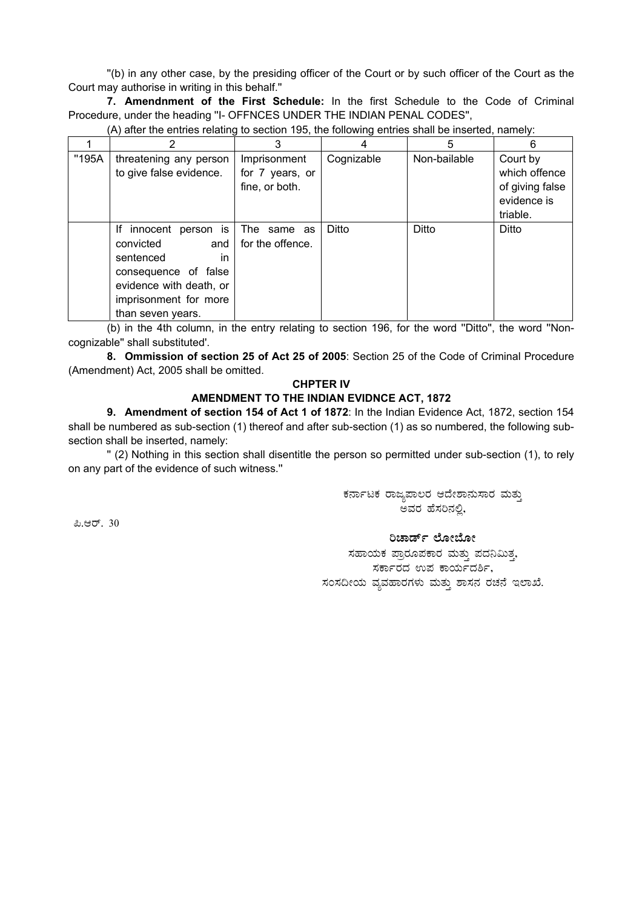"(b) in any other case, by the presiding officer of the Court or by such officer of the Court as the Court may authorise in writing in this behalf."

**7. Amendnment of the First Schedule:** In the first Schedule to the Code of Criminal Procedure, under the heading "I- OFFNCES UNDER THE INDIAN PENAL CODES",

(A) after the entries relating to section 195, the following entries shall be inserted, namely:

| 1 | 2 | 3 | 4 | 5 | 6 |
|---|---|---|---|---|---|
| "195A | threatening any person to give false evidence. | Imprisonment for 7 years, or fine, or both. | Cognizable | Non-bailable | Court by which offence of giving false evidence is triable. |
| | If innocent person is convicted and sentenced in consequence of false evidence with death, or imprisonment for more than seven years. | The same as for the offence. | Ditto | Ditto | Ditto |

(b) in the 4th column, in the entry relating to section 196, for the word "Ditto", the word "Non-cognizable" shall substituted'.

**8. Ommission of section 25 of Act 25 of 2005**: Section 25 of the Code of Criminal Procedure (Amendment) Act, 2005 shall be omitted.

**CHPTER IV**

**AMENDMENT TO THE INDIAN EVIDNCE ACT, 1872**

**9. Amendment of section 154 of Act 1 of 1872**: In the Indian Evidence Act, 1872, section 154 shall be numbered as sub-section (1) thereof and after sub-section (1) as so numbered, the following sub-section shall be inserted, namely:

" (2) Nothing in this section shall disentitle the person so permitted under sub-section (1), to rely on any part of the evidence of such witness."

ಕರ್ನಾಟಕ ರಾಜ್ಯಪಾಲರ ಆದೇಶಾನುಸಾರ ಮತ್ತು
ಅವರ ಹೆಸರಿನಲ್ಲಿ,

ಪಿ.ಆರ್. 30

**ರಿಚಾರ್ಡ್ ಲೋಬೋ**

ಸಹಾಯಕ ಪ್ರಾರೂಪಕಾರ ಮತ್ತು ಪದನಿಮಿತ್ತ,
ಸರ್ಕಾರದ ಉಪ ಕಾರ್ಯದರ್ಶಿ,
ಸಂಸದೀಯ ವ್ಯವಹಾರಗಳು ಮತ್ತು ಶಾಸನ ರಚನೆ ಇಲಾಖೆ.